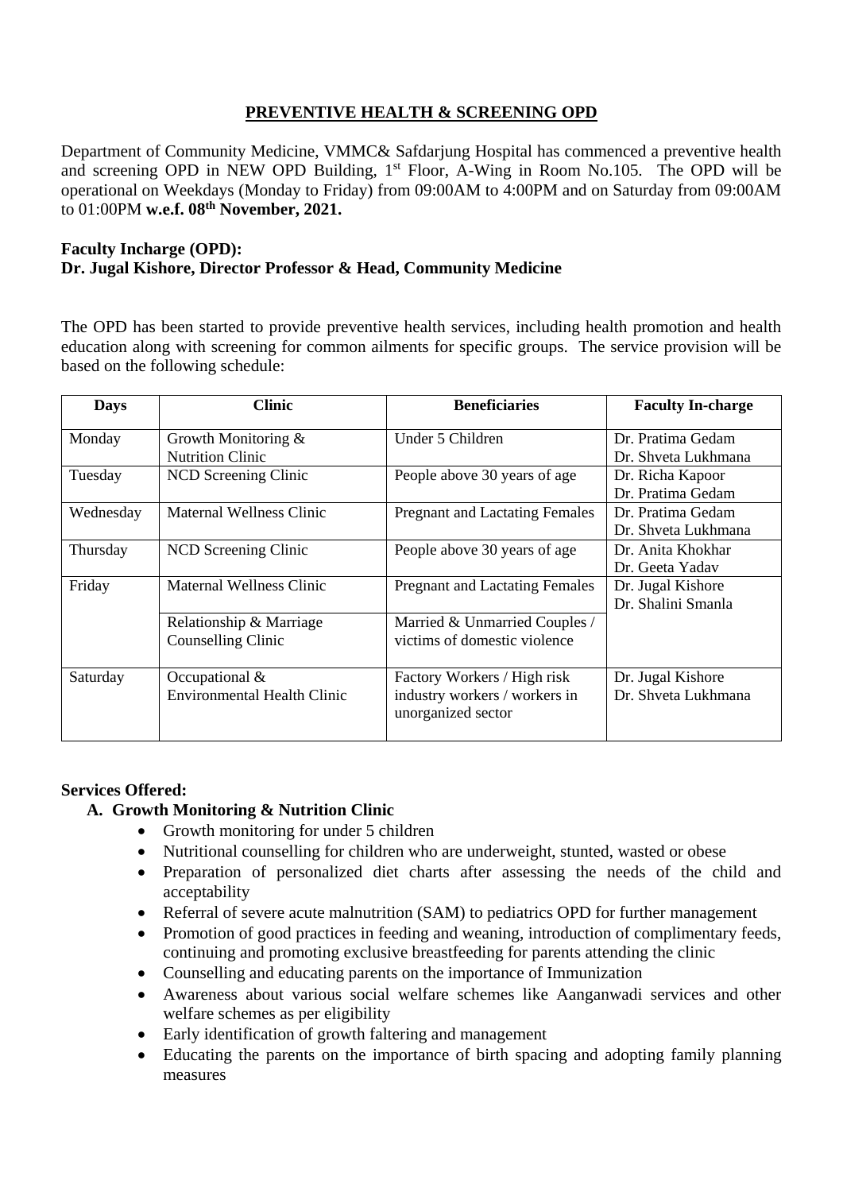## PREVENTIVE HEALTH & SCREENING OPD

Department of Community Medicine, VMMC& Safdarjung Hospital has commenced a preventive health and screening OPD in NEW OPD Building, 1st Floor, A-Wing in Room No.105. The OPD will be operational on Weekdays (Monday to Friday) from 09:00AM to 4:00PM and on Saturday from 09:00AM to 01:00PM **w.e.f. 08th November, 2021.**

**Faculty Incharge (OPD):**
**Dr. Jugal Kishore, Director Professor & Head, Community Medicine**

The OPD has been started to provide preventive health services, including health promotion and health education along with screening for common ailments for specific groups. The service provision will be based on the following schedule:

| Days | Clinic | Beneficiaries | Faculty In-charge |
|---|---|---|---|
| Monday | Growth Monitoring & Nutrition Clinic | Under 5 Children | Dr. Pratima Gedam<br>Dr. Shveta Lukhmana |
| Tuesday | NCD Screening Clinic | People above 30 years of age | Dr. Richa Kapoor<br>Dr. Pratima Gedam |
| Wednesday | Maternal Wellness Clinic | Pregnant and Lactating Females | Dr. Pratima Gedam<br>Dr. Shveta Lukhmana |
| Thursday | NCD Screening Clinic | People above 30 years of age | Dr. Anita Khokhar<br>Dr. Geeta Yadav |
| Friday | Maternal Wellness Clinic | Pregnant and Lactating Females | Dr. Jugal Kishore<br>Dr. Shalini Smanla |
| | Relationship & Marriage Counselling Clinic | Married & Unmarried Couples / victims of domestic violence | |
| Saturday | Occupational & Environmental Health Clinic | Factory Workers / High risk industry workers / workers in unorganized sector | Dr. Jugal Kishore<br>Dr. Shveta Lukhmana |

**Services Offered:**

**A. Growth Monitoring & Nutrition Clinic**

- Growth monitoring for under 5 children
- Nutritional counselling for children who are underweight, stunted, wasted or obese
- Preparation of personalized diet charts after assessing the needs of the child and acceptability
- Referral of severe acute malnutrition (SAM) to pediatrics OPD for further management
- Promotion of good practices in feeding and weaning, introduction of complimentary feeds, continuing and promoting exclusive breastfeeding for parents attending the clinic
- Counselling and educating parents on the importance of Immunization
- Awareness about various social welfare schemes like Aanganwadi services and other welfare schemes as per eligibility
- Early identification of growth faltering and management
- Educating the parents on the importance of birth spacing and adopting family planning measures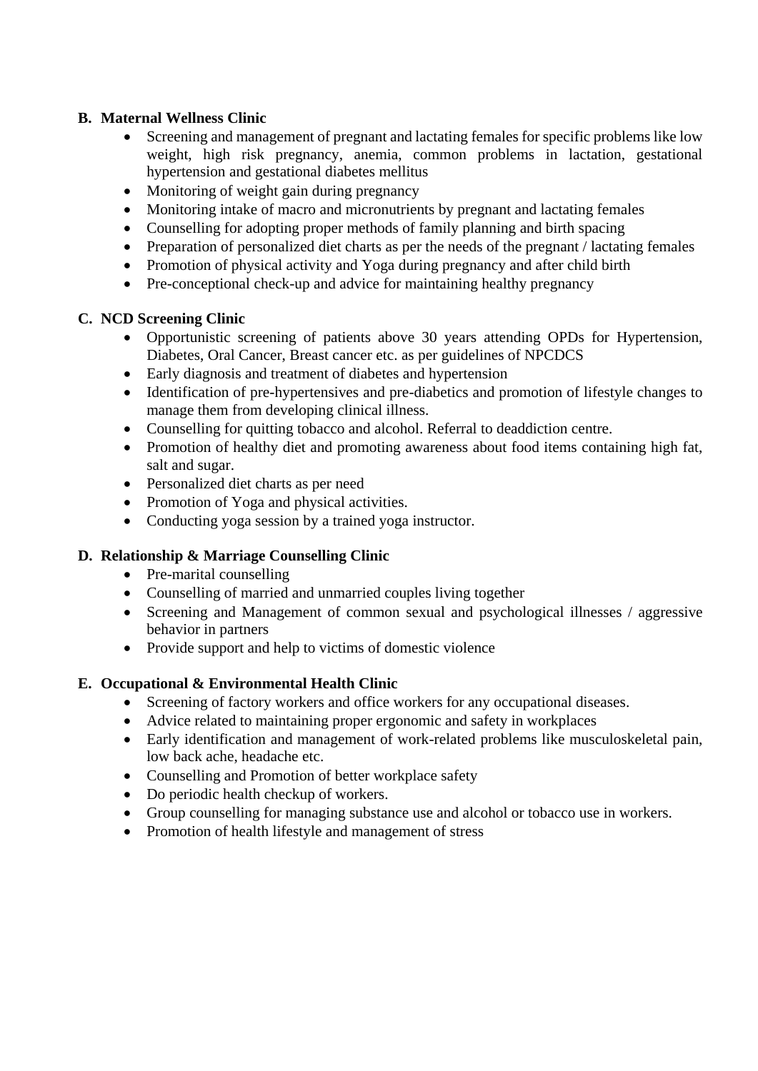**B. Maternal Wellness Clinic**

- Screening and management of pregnant and lactating females for specific problems like low weight, high risk pregnancy, anemia, common problems in lactation, gestational hypertension and gestational diabetes mellitus
- Monitoring of weight gain during pregnancy
- Monitoring intake of macro and micronutrients by pregnant and lactating females
- Counselling for adopting proper methods of family planning and birth spacing
- Preparation of personalized diet charts as per the needs of the pregnant / lactating females
- Promotion of physical activity and Yoga during pregnancy and after child birth
- Pre-conceptional check-up and advice for maintaining healthy pregnancy

**C. NCD Screening Clinic**

- Opportunistic screening of patients above 30 years attending OPDs for Hypertension, Diabetes, Oral Cancer, Breast cancer etc. as per guidelines of NPCDCS
- Early diagnosis and treatment of diabetes and hypertension
- Identification of pre-hypertensives and pre-diabetics and promotion of lifestyle changes to manage them from developing clinical illness.
- Counselling for quitting tobacco and alcohol. Referral to deaddiction centre.
- Promotion of healthy diet and promoting awareness about food items containing high fat, salt and sugar.
- Personalized diet charts as per need
- Promotion of Yoga and physical activities.
- Conducting yoga session by a trained yoga instructor.

**D. Relationship & Marriage Counselling Clinic**

- Pre-marital counselling
- Counselling of married and unmarried couples living together
- Screening and Management of common sexual and psychological illnesses / aggressive behavior in partners
- Provide support and help to victims of domestic violence

**E. Occupational & Environmental Health Clinic**

- Screening of factory workers and office workers for any occupational diseases.
- Advice related to maintaining proper ergonomic and safety in workplaces
- Early identification and management of work-related problems like musculoskeletal pain, low back ache, headache etc.
- Counselling and Promotion of better workplace safety
- Do periodic health checkup of workers.
- Group counselling for managing substance use and alcohol or tobacco use in workers.
- Promotion of health lifestyle and management of stress